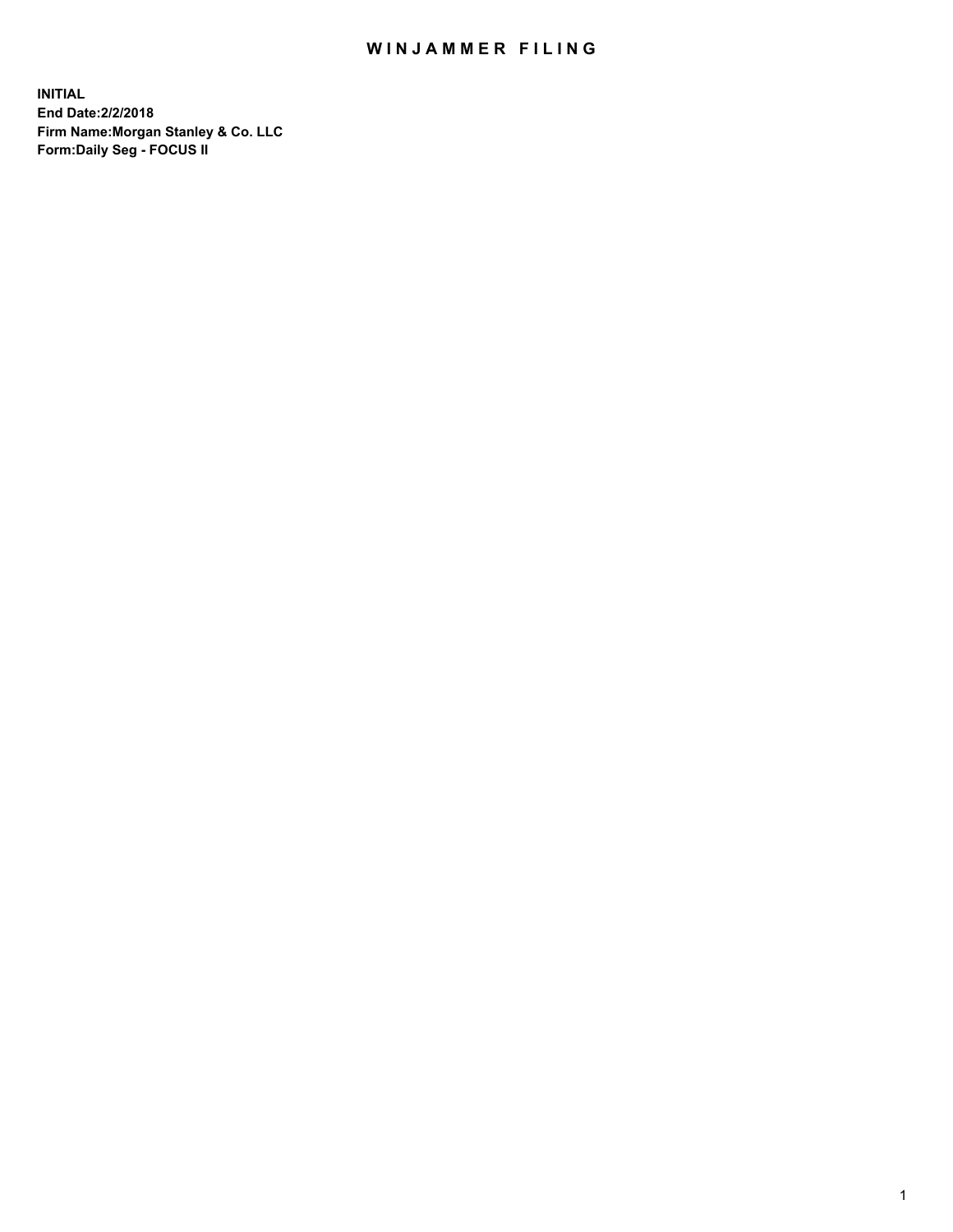# WINJAMMER FILING

**INITIAL**
**End Date:2/2/2018**
**Firm Name:Morgan Stanley & Co. LLC**
**Form:Daily Seg - FOCUS II**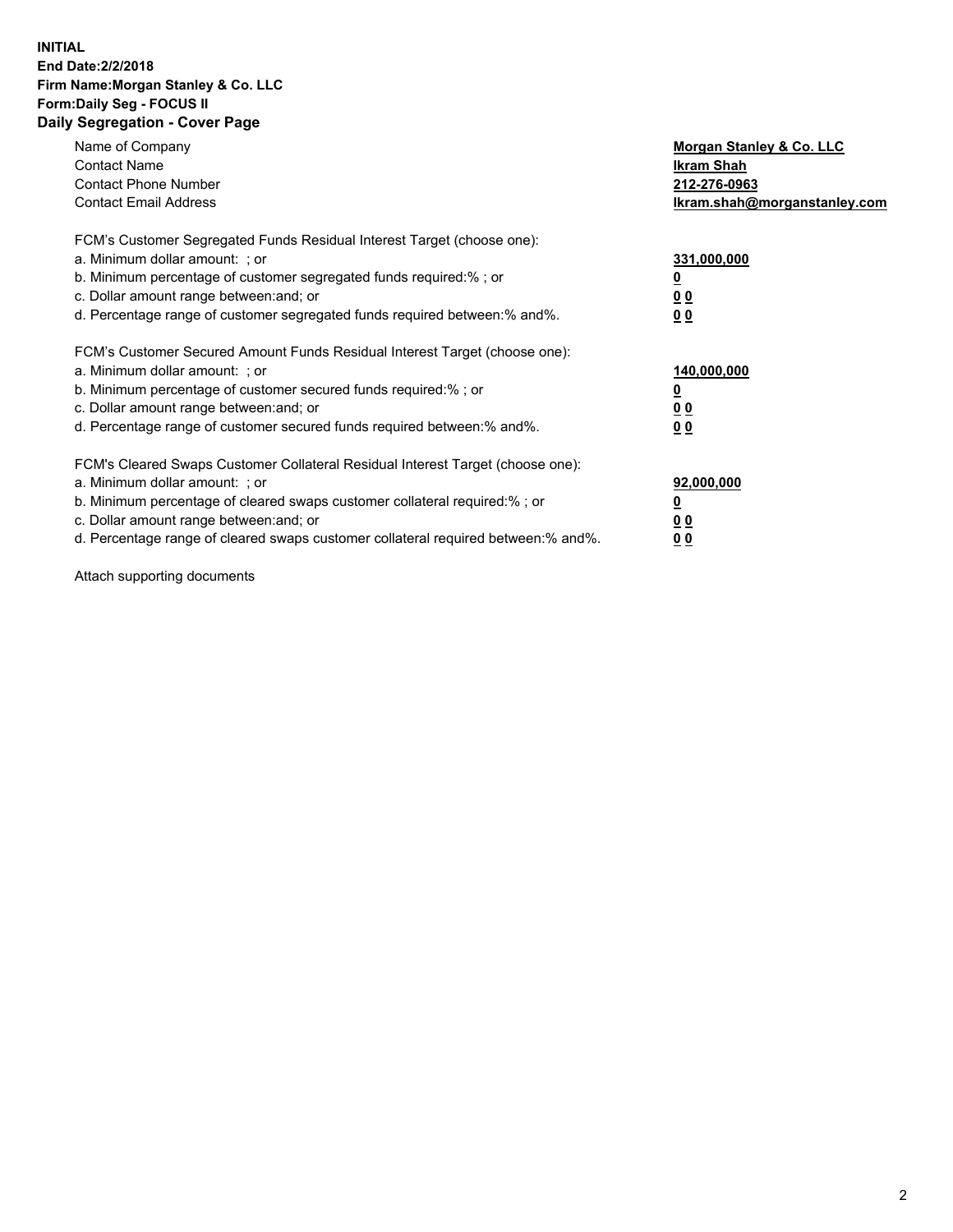**INITIAL**
**End Date:2/2/2018**
**Firm Name:Morgan Stanley & Co. LLC**
**Form:Daily Seg - FOCUS II**
## Daily Segregation - Cover Page

| | |
|---|---|
| Name of Company | **Morgan Stanley & Co. LLC** |
| Contact Name | **Ikram Shah** |
| Contact Phone Number | **212-276-0963** |
| Contact Email Address | **Ikram.shah@morganstanley.com** |

FCM's Customer Segregated Funds Residual Interest Target (choose one):

| | |
|---|---|
| a. Minimum dollar amount: ; or | **331,000,000** |
| b. Minimum percentage of customer segregated funds required:% ; or | **0** |
| c. Dollar amount range between:and; or | **0 0** |
| d. Percentage range of customer segregated funds required between:% and%. | **0 0** |

FCM's Customer Secured Amount Funds Residual Interest Target (choose one):

| | |
|---|---|
| a. Minimum dollar amount: ; or | **140,000,000** |
| b. Minimum percentage of customer secured funds required:% ; or | **0** |
| c. Dollar amount range between:and; or | **0 0** |
| d. Percentage range of customer secured funds required between:% and%. | **0 0** |

FCM's Cleared Swaps Customer Collateral Residual Interest Target (choose one):

| | |
|---|---|
| a. Minimum dollar amount: ; or | **92,000,000** |
| b. Minimum percentage of cleared swaps customer collateral required:% ; or | **0** |
| c. Dollar amount range between:and; or | **0 0** |
| d. Percentage range of cleared swaps customer collateral required between:% and%. | **0 0** |

Attach supporting documents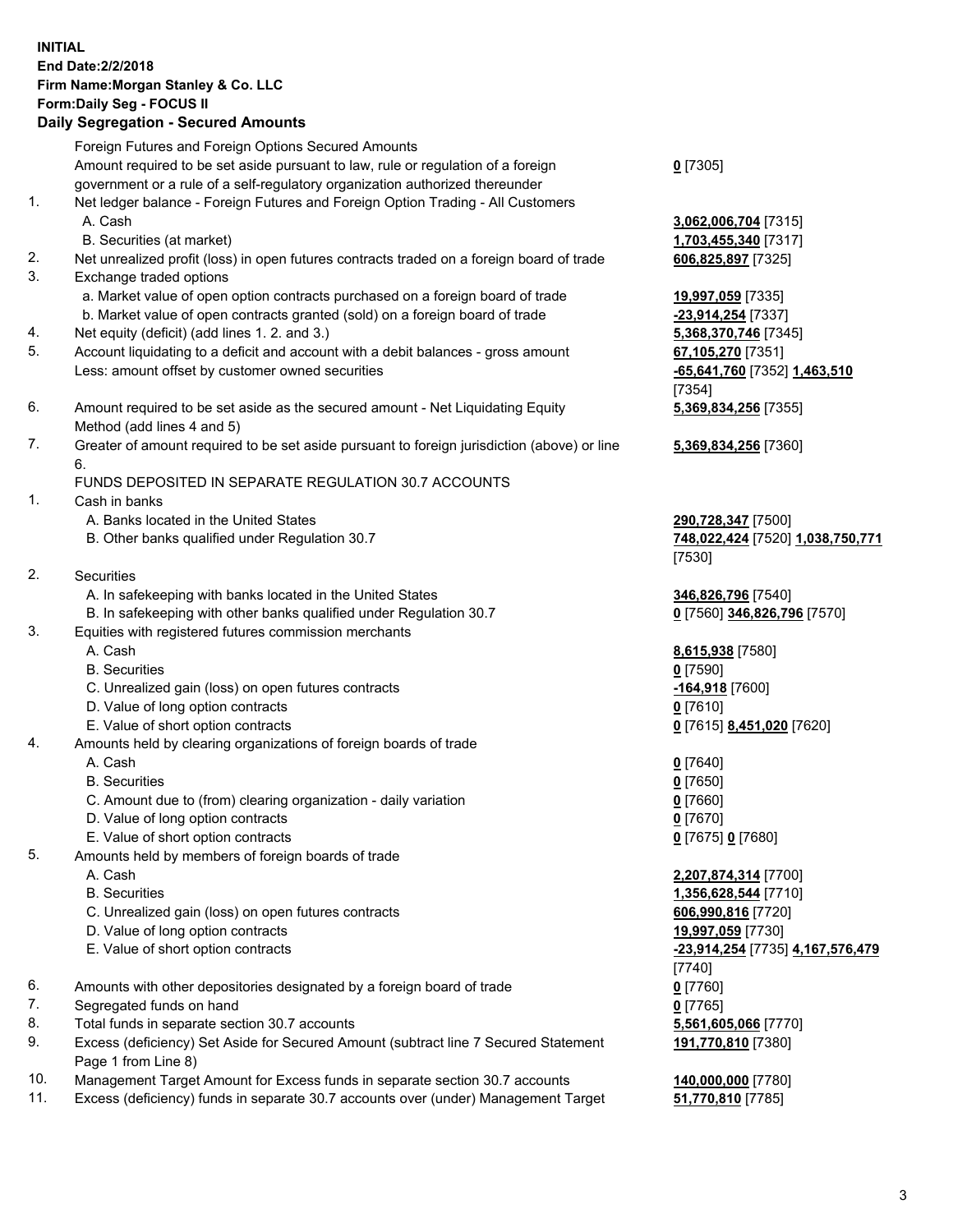**INITIAL**
**End Date:2/2/2018**
**Firm Name:Morgan Stanley & Co. LLC**
**Form:Daily Seg - FOCUS II**
**Daily Segregation - Secured Amounts**

| | | |
|---|---|---|
| | Foreign Futures and Foreign Options Secured Amounts | |
| | Amount required to be set aside pursuant to law, rule or regulation of a foreign government or a rule of a self-regulatory organization authorized thereunder | **0** [7305] |
| 1. | Net ledger balance - Foreign Futures and Foreign Option Trading - All Customers | |
| | A. Cash | **3,062,006,704** [7315] |
| | B. Securities (at market) | **1,703,455,340** [7317] |
| 2. | Net unrealized profit (loss) in open futures contracts traded on a foreign board of trade | **606,825,897** [7325] |
| 3. | Exchange traded options | |
| | a. Market value of open option contracts purchased on a foreign board of trade | **19,997,059** [7335] |
| | b. Market value of open contracts granted (sold) on a foreign board of trade | **-23,914,254** [7337] |
| 4. | Net equity (deficit) (add lines 1. 2. and 3.) | **5,368,370,746** [7345] |
| 5. | Account liquidating to a deficit and account with a debit balances - gross amount | **67,105,270** [7351] |
| | Less: amount offset by customer owned securities | **-65,641,760** [7352] **1,463,510** [7354] |
| 6. | Amount required to be set aside as the secured amount - Net Liquidating Equity Method (add lines 4 and 5) | **5,369,834,256** [7355] |
| 7. | Greater of amount required to be set aside pursuant to foreign jurisdiction (above) or line 6. | **5,369,834,256** [7360] |
| | FUNDS DEPOSITED IN SEPARATE REGULATION 30.7 ACCOUNTS | |
| 1. | Cash in banks | |
| | A. Banks located in the United States | **290,728,347** [7500] |
| | B. Other banks qualified under Regulation 30.7 | **748,022,424** [7520] **1,038,750,771** [7530] |
| 2. | Securities | |
| | A. In safekeeping with banks located in the United States | **346,826,796** [7540] |
| | B. In safekeeping with other banks qualified under Regulation 30.7 | **0** [7560] **346,826,796** [7570] |
| 3. | Equities with registered futures commission merchants | |
| | A. Cash | **8,615,938** [7580] |
| | B. Securities | **0** [7590] |
| | C. Unrealized gain (loss) on open futures contracts | **-164,918** [7600] |
| | D. Value of long option contracts | **0** [7610] |
| | E. Value of short option contracts | **0** [7615] **8,451,020** [7620] |
| 4. | Amounts held by clearing organizations of foreign boards of trade | |
| | A. Cash | **0** [7640] |
| | B. Securities | **0** [7650] |
| | C. Amount due to (from) clearing organization - daily variation | **0** [7660] |
| | D. Value of long option contracts | **0** [7670] |
| | E. Value of short option contracts | **0** [7675] **0** [7680] |
| 5. | Amounts held by members of foreign boards of trade | |
| | A. Cash | **2,207,874,314** [7700] |
| | B. Securities | **1,356,628,544** [7710] |
| | C. Unrealized gain (loss) on open futures contracts | **606,990,816** [7720] |
| | D. Value of long option contracts | **19,997,059** [7730] |
| | E. Value of short option contracts | **-23,914,254** [7735] **4,167,576,479** [7740] |
| 6. | Amounts with other depositories designated by a foreign board of trade | **0** [7760] |
| 7. | Segregated funds on hand | **0** [7765] |
| 8. | Total funds in separate section 30.7 accounts | **5,561,605,066** [7770] |
| 9. | Excess (deficiency) Set Aside for Secured Amount (subtract line 7 Secured Statement Page 1 from Line 8) | **191,770,810** [7380] |
| 10. | Management Target Amount for Excess funds in separate section 30.7 accounts | **140,000,000** [7780] |
| 11. | Excess (deficiency) funds in separate 30.7 accounts over (under) Management Target | **51,770,810** [7785] |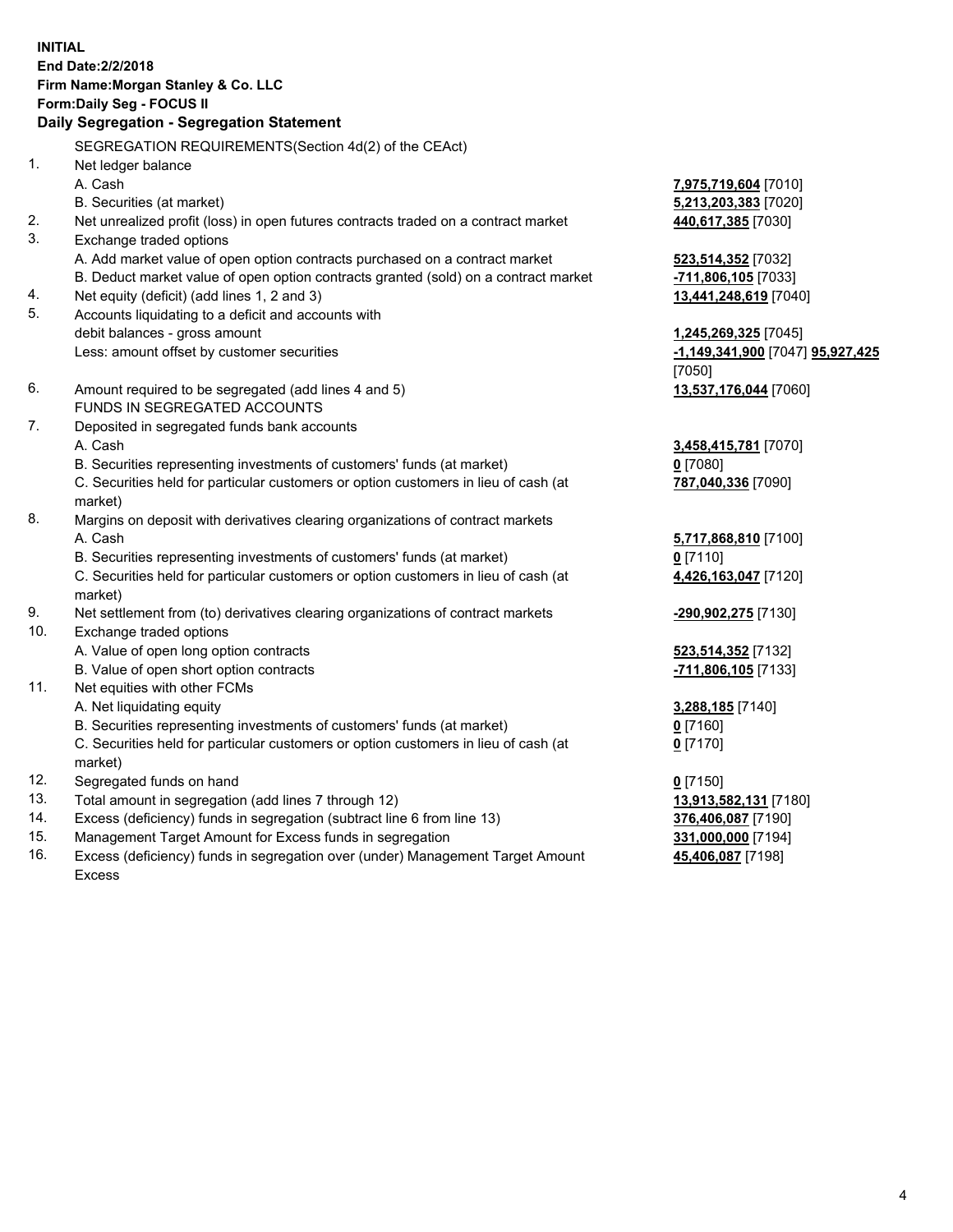**INITIAL**
**End Date:2/2/2018**
**Firm Name:Morgan Stanley & Co. LLC**
**Form:Daily Seg - FOCUS II**
**Daily Segregation - Segregation Statement**

| | | |
|---|---|---|
| | SEGREGATION REQUIREMENTS(Section 4d(2) of the CEAct) | |
| 1. | Net ledger balance | |
| | A. Cash | **7,975,719,604** [7010] |
| | B. Securities (at market) | **5,213,203,383** [7020] |
| 2. | Net unrealized profit (loss) in open futures contracts traded on a contract market | **440,617,385** [7030] |
| 3. | Exchange traded options | |
| | A. Add market value of open option contracts purchased on a contract market | **523,514,352** [7032] |
| | B. Deduct market value of open option contracts granted (sold) on a contract market | **-711,806,105** [7033] |
| 4. | Net equity (deficit) (add lines 1, 2 and 3) | **13,441,248,619** [7040] |
| 5. | Accounts liquidating to a deficit and accounts with debit balances - gross amount | **1,245,269,325** [7045] |
| | Less: amount offset by customer securities | **-1,149,341,900** [7047] **95,927,425** [7050] |
| 6. | Amount required to be segregated (add lines 4 and 5) | **13,537,176,044** [7060] |
| | FUNDS IN SEGREGATED ACCOUNTS | |
| 7. | Deposited in segregated funds bank accounts | |
| | A. Cash | **3,458,415,781** [7070] |
| | B. Securities representing investments of customers' funds (at market) | **0** [7080] |
| | C. Securities held for particular customers or option customers in lieu of cash (at market) | **787,040,336** [7090] |
| 8. | Margins on deposit with derivatives clearing organizations of contract markets | |
| | A. Cash | **5,717,868,810** [7100] |
| | B. Securities representing investments of customers' funds (at market) | **0** [7110] |
| | C. Securities held for particular customers or option customers in lieu of cash (at market) | **4,426,163,047** [7120] |
| 9. | Net settlement from (to) derivatives clearing organizations of contract markets | **-290,902,275** [7130] |
| 10. | Exchange traded options | |
| | A. Value of open long option contracts | **523,514,352** [7132] |
| | B. Value of open short option contracts | **-711,806,105** [7133] |
| 11. | Net equities with other FCMs | |
| | A. Net liquidating equity | **3,288,185** [7140] |
| | B. Securities representing investments of customers' funds (at market) | **0** [7160] |
| | C. Securities held for particular customers or option customers in lieu of cash (at market) | **0** [7170] |
| 12. | Segregated funds on hand | **0** [7150] |
| 13. | Total amount in segregation (add lines 7 through 12) | **13,913,582,131** [7180] |
| 14. | Excess (deficiency) funds in segregation (subtract line 6 from line 13) | **376,406,087** [7190] |
| 15. | Management Target Amount for Excess funds in segregation | **331,000,000** [7194] |
| 16. | Excess (deficiency) funds in segregation over (under) Management Target Amount Excess | **45,406,087** [7198] |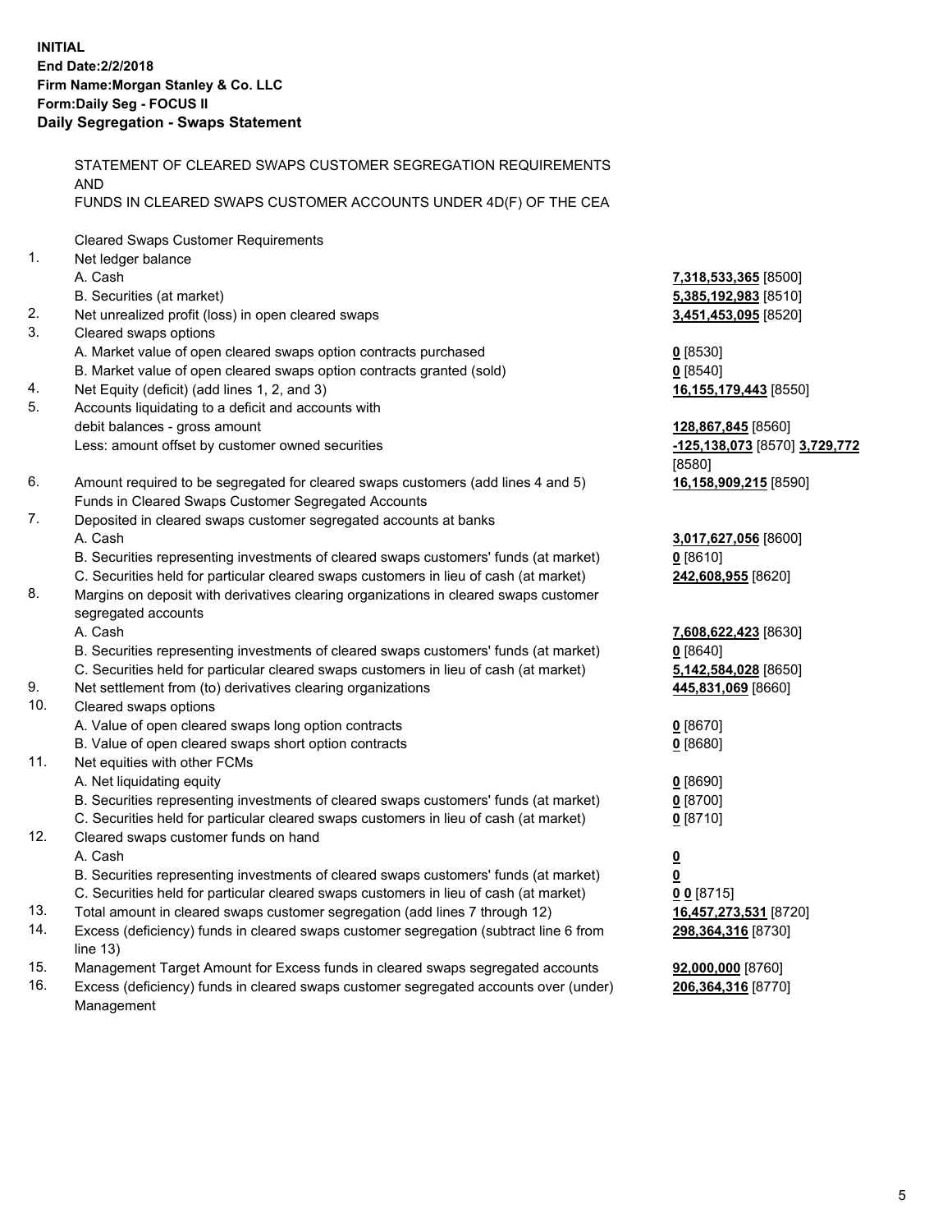**INITIAL**
**End Date:2/2/2018**
**Firm Name:Morgan Stanley & Co. LLC**
**Form:Daily Seg - FOCUS II**
**Daily Segregation - Swaps Statement**

STATEMENT OF CLEARED SWAPS CUSTOMER SEGREGATION REQUIREMENTS AND FUNDS IN CLEARED SWAPS CUSTOMER ACCOUNTS UNDER 4D(F) OF THE CEA

| | | |
|---|---|---|
| | Cleared Swaps Customer Requirements | |
| 1. | Net ledger balance | |
| | A. Cash | **7,318,533,365** [8500] |
| | B. Securities (at market) | **5,385,192,983** [8510] |
| 2. | Net unrealized profit (loss) in open cleared swaps | **3,451,453,095** [8520] |
| 3. | Cleared swaps options | |
| | A. Market value of open cleared swaps option contracts purchased | **0** [8530] |
| | B. Market value of open cleared swaps option contracts granted (sold) | **0** [8540] |
| 4. | Net Equity (deficit) (add lines 1, 2, and 3) | **16,155,179,443** [8550] |
| 5. | Accounts liquidating to a deficit and accounts with debit balances - gross amount | **128,867,845** [8560] |
| | Less: amount offset by customer owned securities | **-125,138,073** [8570] **3,729,772** [8580] |
| 6. | Amount required to be segregated for cleared swaps customers (add lines 4 and 5) | **16,158,909,215** [8590] |
| | Funds in Cleared Swaps Customer Segregated Accounts | |
| 7. | Deposited in cleared swaps customer segregated accounts at banks | |
| | A. Cash | **3,017,627,056** [8600] |
| | B. Securities representing investments of cleared swaps customers' funds (at market) | **0** [8610] |
| | C. Securities held for particular cleared swaps customers in lieu of cash (at market) | **242,608,955** [8620] |
| 8. | Margins on deposit with derivatives clearing organizations in cleared swaps customer segregated accounts | |
| | A. Cash | **7,608,622,423** [8630] |
| | B. Securities representing investments of cleared swaps customers' funds (at market) | **0** [8640] |
| | C. Securities held for particular cleared swaps customers in lieu of cash (at market) | **5,142,584,028** [8650] |
| 9. | Net settlement from (to) derivatives clearing organizations | **445,831,069** [8660] |
| 10. | Cleared swaps options | |
| | A. Value of open cleared swaps long option contracts | **0** [8670] |
| | B. Value of open cleared swaps short option contracts | **0** [8680] |
| 11. | Net equities with other FCMs | |
| | A. Net liquidating equity | **0** [8690] |
| | B. Securities representing investments of cleared swaps customers' funds (at market) | **0** [8700] |
| | C. Securities held for particular cleared swaps customers in lieu of cash (at market) | **0** [8710] |
| 12. | Cleared swaps customer funds on hand | |
| | A. Cash | **0** |
| | B. Securities representing investments of cleared swaps customers' funds (at market) | **0** |
| | C. Securities held for particular cleared swaps customers in lieu of cash (at market) | **0** 0 [8715] |
| 13. | Total amount in cleared swaps customer segregation (add lines 7 through 12) | **16,457,273,531** [8720] |
| 14. | Excess (deficiency) funds in cleared swaps customer segregation (subtract line 6 from line 13) | **298,364,316** [8730] |
| 15. | Management Target Amount for Excess funds in cleared swaps segregated accounts | **92,000,000** [8760] |
| 16. | Excess (deficiency) funds in cleared swaps customer segregated accounts over (under) Management | **206,364,316** [8770] |